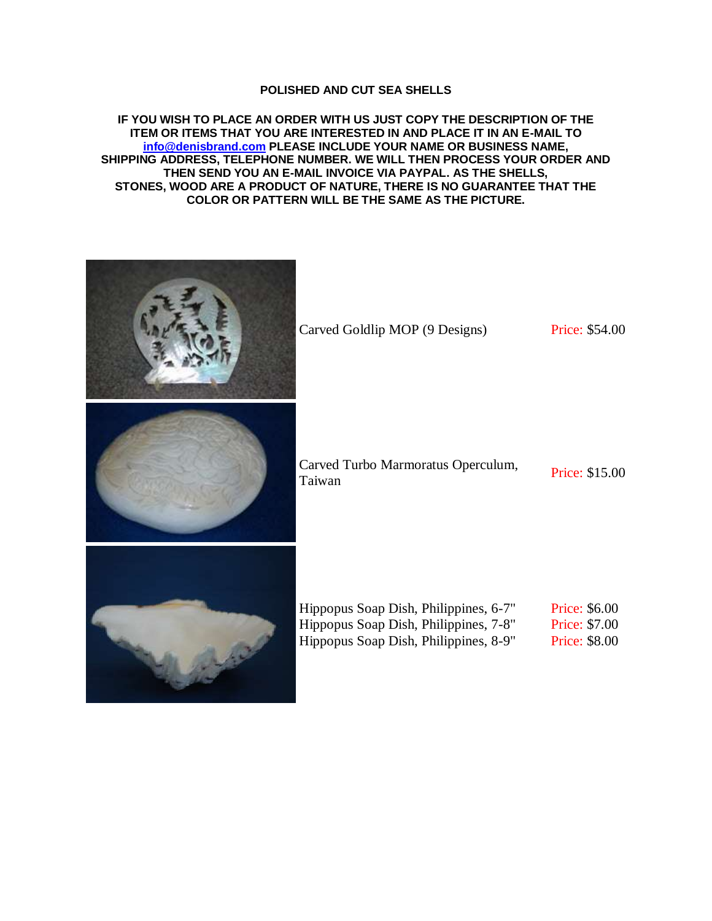**POLISHED AND CUT SEA SHELLS**

**IF YOU WISH TO PLACE AN ORDER WITH US JUST COPY THE DESCRIPTION OF THE ITEM OR ITEMS THAT YOU ARE INTERESTED IN AND PLACE IT IN AN E-MAIL TO info@denisbrand.com PLEASE INCLUDE YOUR NAME OR BUSINESS NAME, SHIPPING ADDRESS, TELEPHONE NUMBER. WE WILL THEN PROCESS YOUR ORDER AND THEN SEND YOU AN E-MAIL INVOICE VIA PAYPAL. AS THE SHELLS, STONES, WOOD ARE A PRODUCT OF NATURE, THERE IS NO GUARANTEE THAT THE COLOR OR PATTERN WILL BE THE SAME AS THE PICTURE.**

| Description | Price |
| --- | --- |
| Carved Goldlip MOP (9 Designs) | Price: $54.00 |
| Carved Turbo Marmoratus Operculum, Taiwan | Price: $15.00 |
| Hippopus Soap Dish, Philippines, 6-7" | Price: $6.00 |
| Hippopus Soap Dish, Philippines, 7-8" | Price: $7.00 |
| Hippopus Soap Dish, Philippines, 8-9" | Price: $8.00 |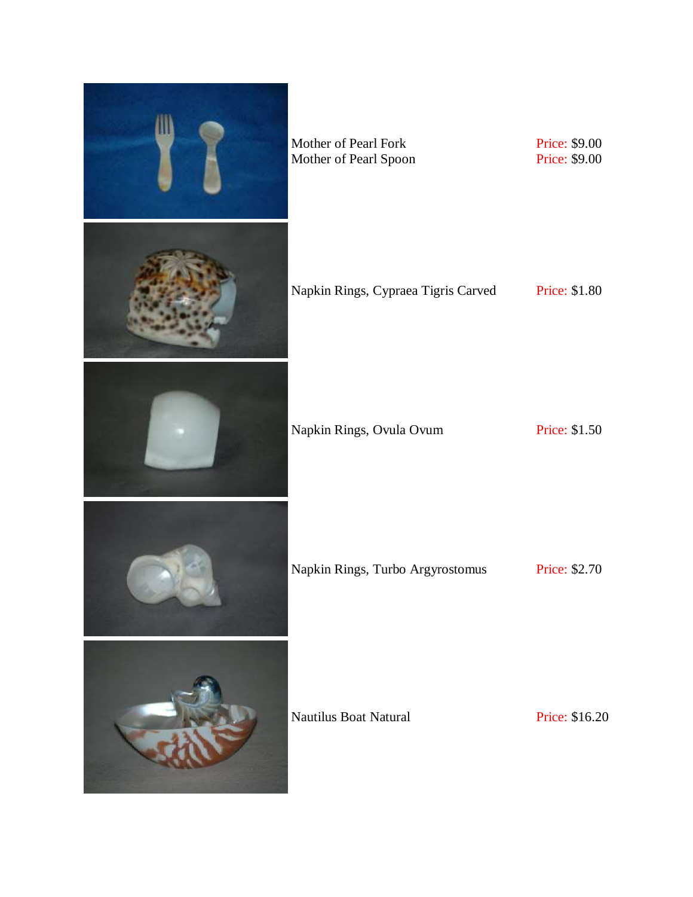| Item | Price |
|---|---|
| Mother of Pearl Fork | Price: $9.00 |
| Mother of Pearl Spoon | Price: $9.00 |
| Napkin Rings, Cypraea Tigris Carved | Price: $1.80 |
| Napkin Rings, Ovula Ovum | Price: $1.50 |
| Napkin Rings, Turbo Argyrostomus | Price: $2.70 |
| Nautilus Boat Natural | Price: $16.20 |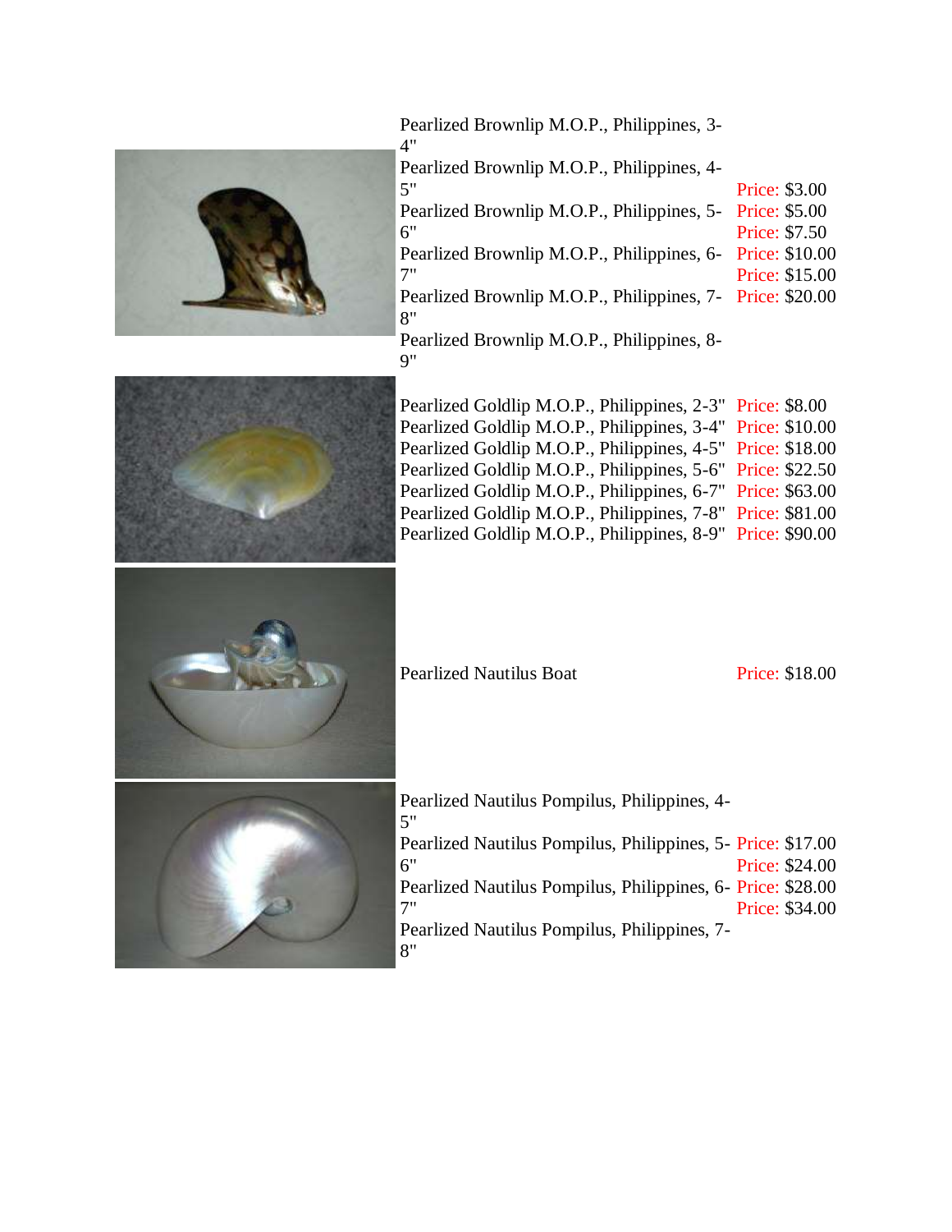| Item | Price |
| --- | --- |
| Pearlized Brownlip M.O.P., Philippines, 3-4" | Price: $3.00 |
| Pearlized Brownlip M.O.P., Philippines, 4-5" | Price: $5.00 |
| Pearlized Brownlip M.O.P., Philippines, 5-6" | Price: $7.50 |
| Pearlized Brownlip M.O.P., Philippines, 6-7" | Price: $10.00 |
| Pearlized Brownlip M.O.P., Philippines, 7-8" | Price: $15.00 |
| Pearlized Brownlip M.O.P., Philippines, 8-9" | Price: $20.00 |
| Pearlized Goldlip M.O.P., Philippines, 2-3" | Price: $8.00 |
| Pearlized Goldlip M.O.P., Philippines, 3-4" | Price: $10.00 |
| Pearlized Goldlip M.O.P., Philippines, 4-5" | Price: $18.00 |
| Pearlized Goldlip M.O.P., Philippines, 5-6" | Price: $22.50 |
| Pearlized Goldlip M.O.P., Philippines, 6-7" | Price: $63.00 |
| Pearlized Goldlip M.O.P., Philippines, 7-8" | Price: $81.00 |
| Pearlized Goldlip M.O.P., Philippines, 8-9" | Price: $90.00 |
| Pearlized Nautilus Boat | Price: $18.00 |
| Pearlized Nautilus Pompilus, Philippines, 4-5" | Price: $17.00 |
| Pearlized Nautilus Pompilus, Philippines, 5-6" | Price: $24.00 |
| Pearlized Nautilus Pompilus, Philippines, 6-7" | Price: $28.00 |
| Pearlized Nautilus Pompilus, Philippines, 7-8" | Price: $34.00 |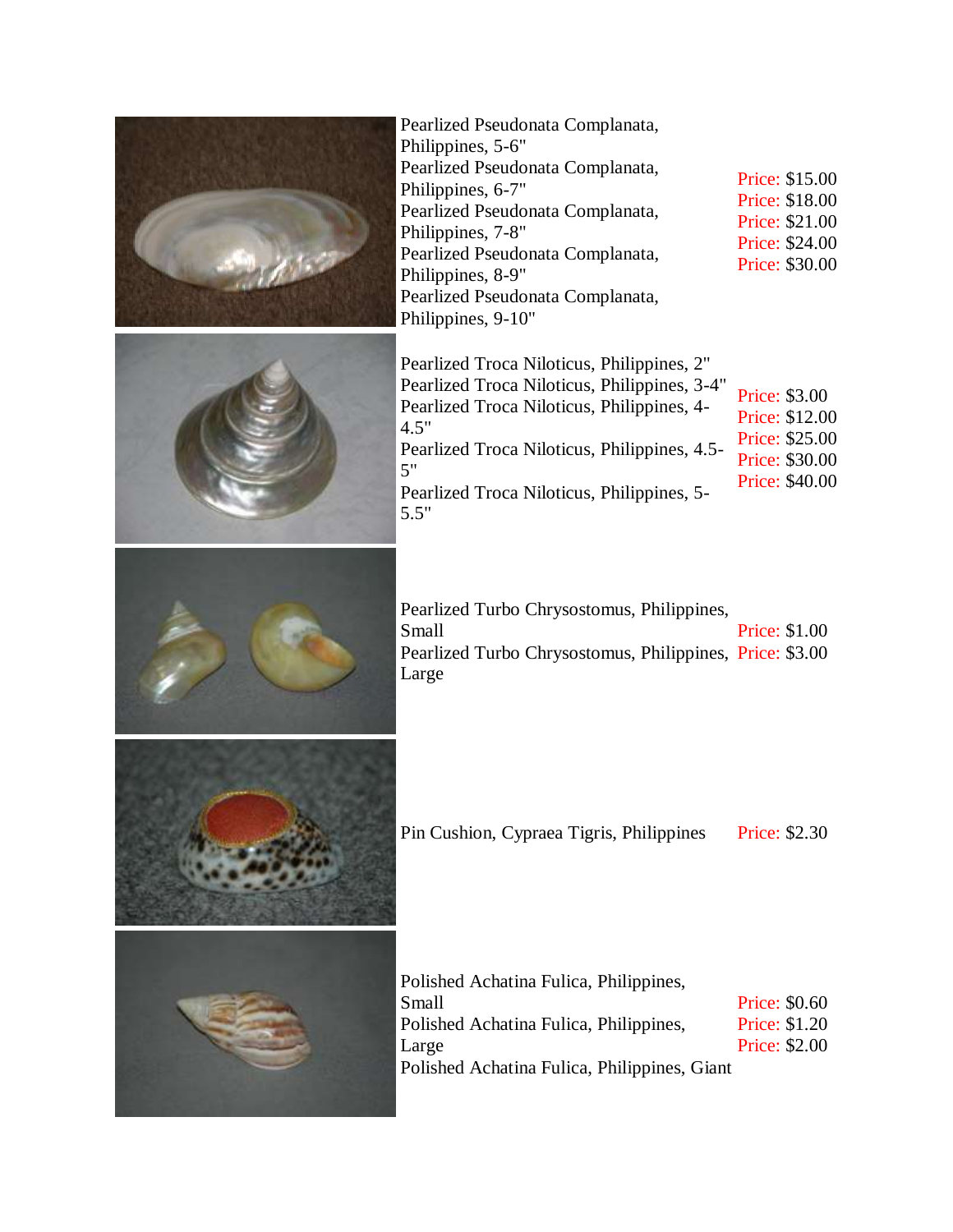| Product | Price |
| --- | --- |
| Pearlized Pseudonata Complanata, Philippines, 5-6" | Price: $15.00 |
| Pearlized Pseudonata Complanata, Philippines, 6-7" | Price: $18.00 |
| Pearlized Pseudonata Complanata, Philippines, 7-8" | Price: $21.00 |
| Pearlized Pseudonata Complanata, Philippines, 8-9" | Price: $24.00 |
| Pearlized Pseudonata Complanata, Philippines, 9-10" | Price: $30.00 |
| Pearlized Troca Niloticus, Philippines, 2" | Price: $3.00 |
| Pearlized Troca Niloticus, Philippines, 3-4" | Price: $12.00 |
| Pearlized Troca Niloticus, Philippines, 4-4.5" | Price: $25.00 |
| Pearlized Troca Niloticus, Philippines, 4.5-5" | Price: $30.00 |
| Pearlized Troca Niloticus, Philippines, 5-5.5" | Price: $40.00 |
| Pearlized Turbo Chrysostomus, Philippines, Small | Price: $1.00 |
| Pearlized Turbo Chrysostomus, Philippines, Large | Price: $3.00 |
| Pin Cushion, Cypraea Tigris, Philippines | Price: $2.30 |
| Polished Achatina Fulica, Philippines, Small | Price: $0.60 |
| Polished Achatina Fulica, Philippines, Large | Price: $1.20 |
| Polished Achatina Fulica, Philippines, Giant | Price: $2.00 |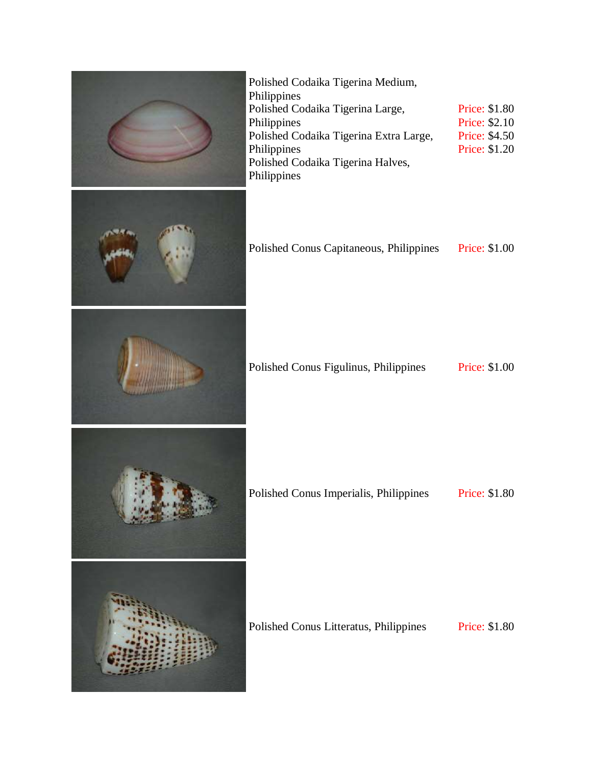| Product | Price |
| --- | --- |
| Polished Codaika Tigerina Medium, Philippines | Price: $1.80 |
| Polished Codaika Tigerina Large, Philippines | Price: $2.10 |
| Polished Codaika Tigerina Extra Large, Philippines | Price: $4.50 |
| Polished Codaika Tigerina Halves, Philippines | Price: $1.20 |
| Polished Conus Capitaneous, Philippines | Price: $1.00 |
| Polished Conus Figulinus, Philippines | Price: $1.00 |
| Polished Conus Imperialis, Philippines | Price: $1.80 |
| Polished Conus Litteratus, Philippines | Price: $1.80 |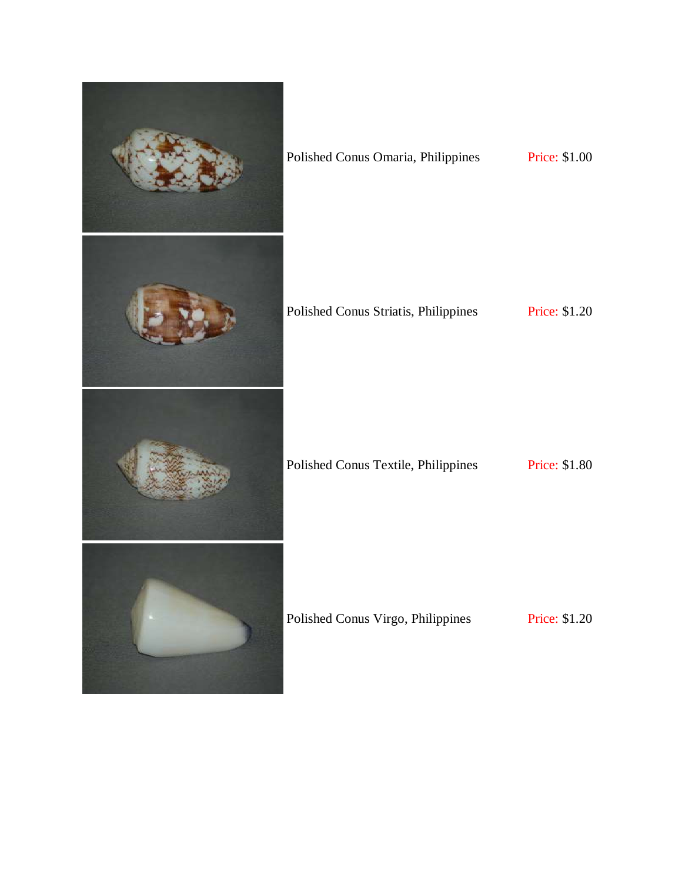| | | |
|---|---|---|
| | Polished Conus Omaria, Philippines | Price: $1.00 |
| | Polished Conus Striatis, Philippines | Price: $1.20 |
| | Polished Conus Textile, Philippines | Price: $1.80 |
| | Polished Conus Virgo, Philippines | Price: $1.20 |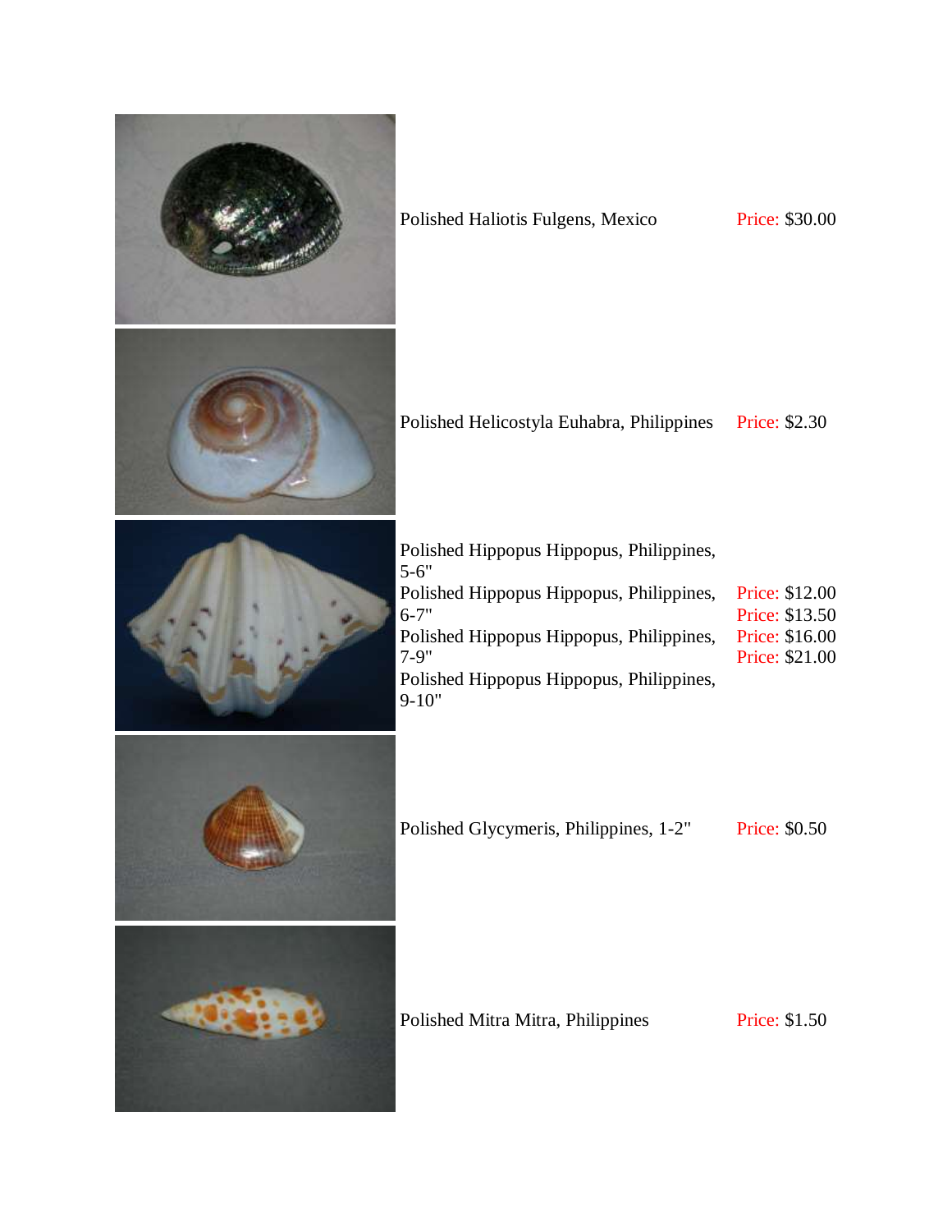| Item | Price |
|---|---|
| Polished Haliotis Fulgens, Mexico | Price: $30.00 |
| Polished Helicostyla Euhabra, Philippines | Price: $2.30 |
| Polished Hippopus Hippopus, Philippines, 5-6" | Price: $12.00 |
| Polished Hippopus Hippopus, Philippines, 6-7" | Price: $13.50 |
| Polished Hippopus Hippopus, Philippines, 7-9" | Price: $16.00 |
| Polished Hippopus Hippopus, Philippines, 9-10" | Price: $21.00 |
| Polished Glycymeris, Philippines, 1-2" | Price: $0.50 |
| Polished Mitra Mitra, Philippines | Price: $1.50 |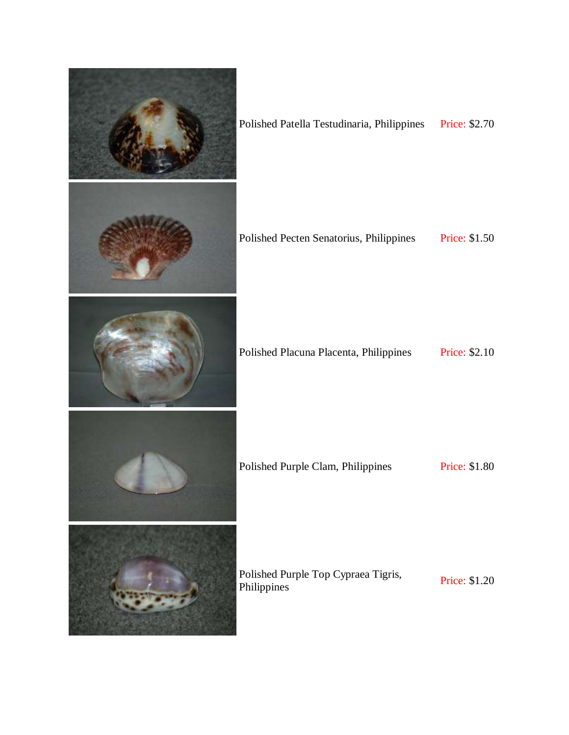| Item | Price |
| --- | --- |
| Polished Patella Testudinaria, Philippines | Price: $2.70 |
| Polished Pecten Senatorius, Philippines | Price: $1.50 |
| Polished Placuna Placenta, Philippines | Price: $2.10 |
| Polished Purple Clam, Philippines | Price: $1.80 |
| Polished Purple Top Cypraea Tigris, Philippines | Price: $1.20 |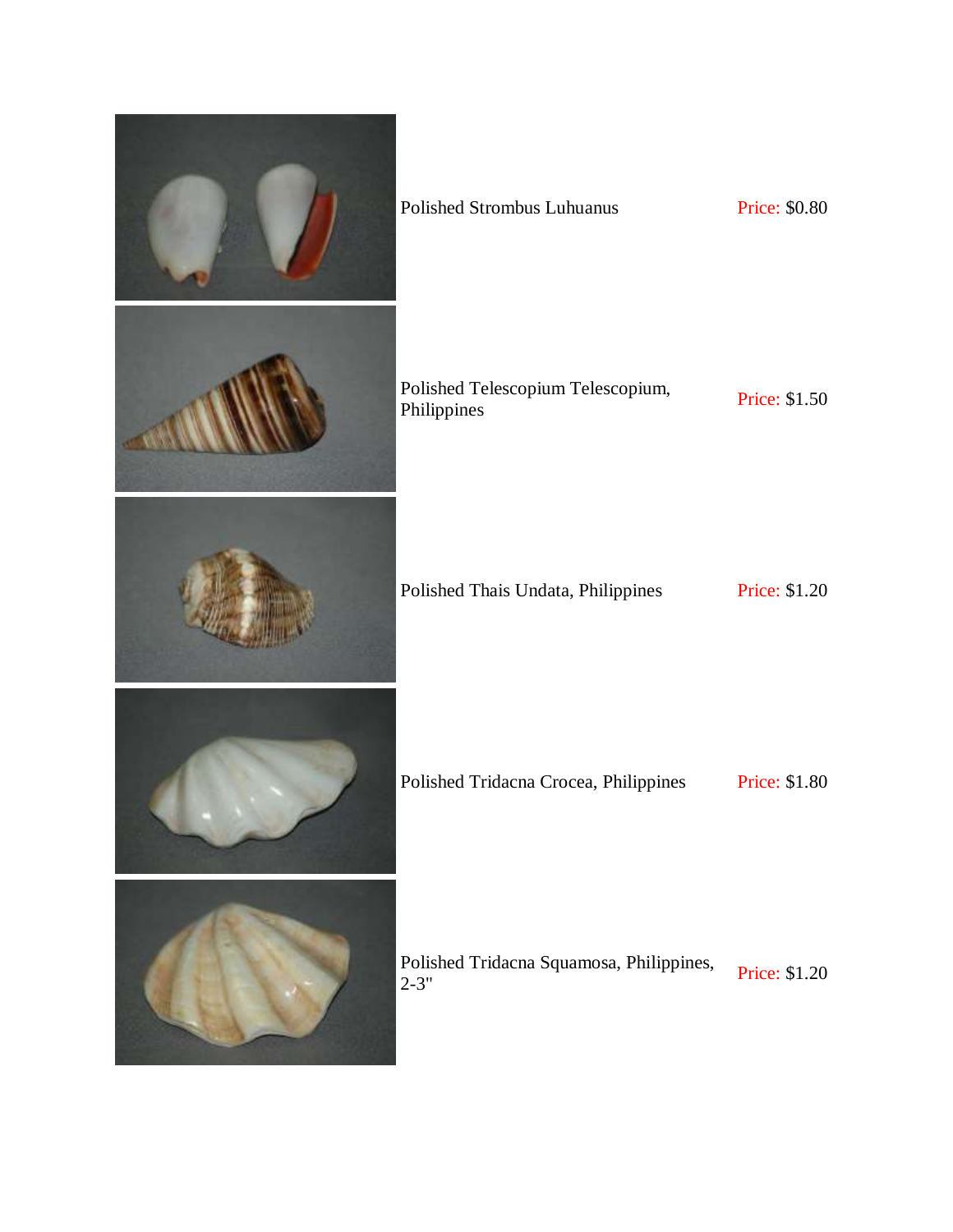| | | |
|---|---|---|
| | Polished Strombus Luhuanus | Price: $0.80 |
| | Polished Telescopium Telescopium, Philippines | Price: $1.50 |
| | Polished Thais Undata, Philippines | Price: $1.20 |
| | Polished Tridacna Crocea, Philippines | Price: $1.80 |
| | Polished Tridacna Squamosa, Philippines, 2-3" | Price: $1.20 |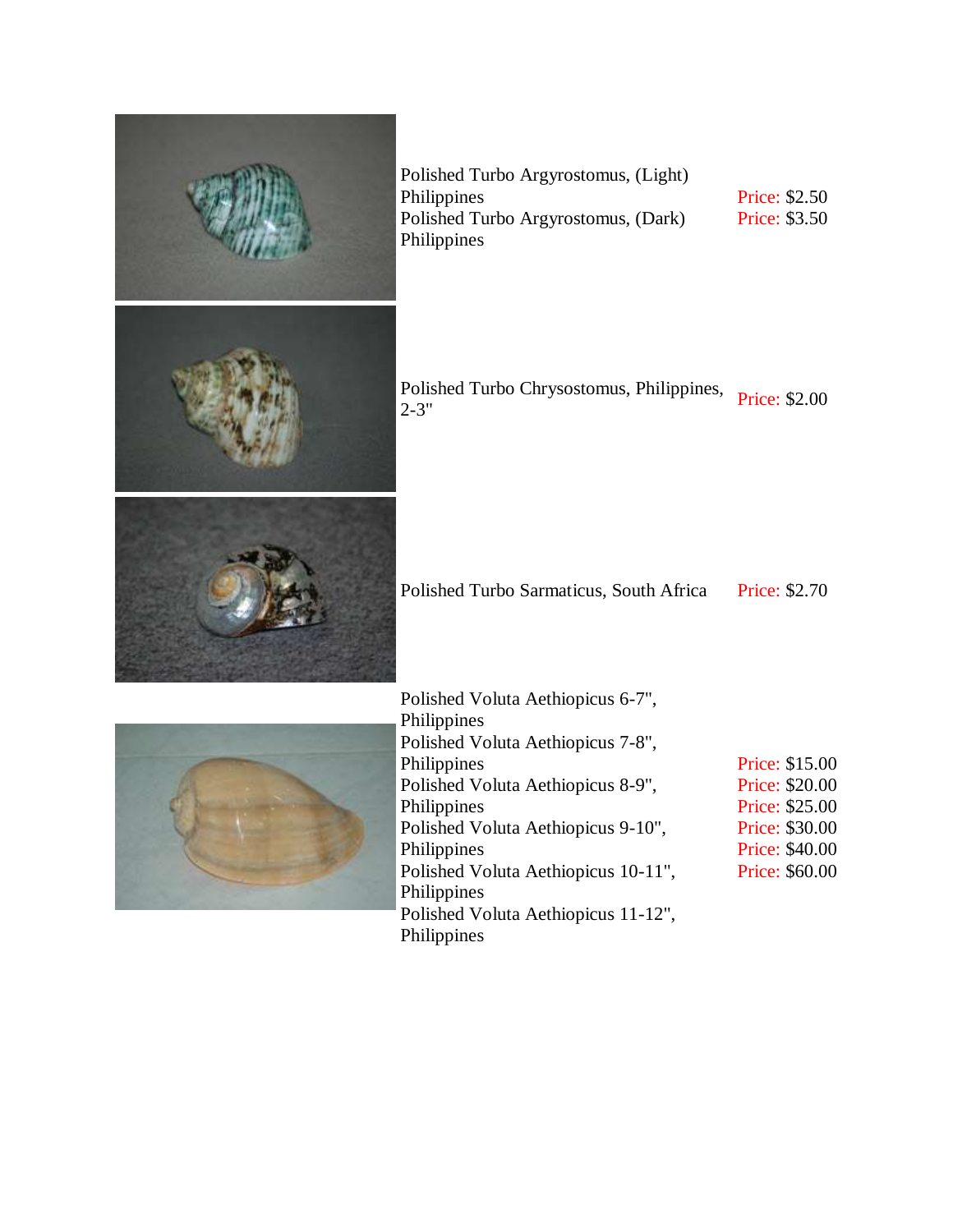| Item | Price |
|---|---|
| Polished Turbo Argyrostomus, (Light) Philippines | Price: $2.50 |
| Polished Turbo Argyrostomus, (Dark) Philippines | Price: $3.50 |
| Polished Turbo Chrysostomus, Philippines, 2-3" | Price: $2.00 |
| Polished Turbo Sarmaticus, South Africa | Price: $2.70 |
| Polished Voluta Aethiopicus 6-7", Philippines | Price: $15.00 |
| Polished Voluta Aethiopicus 7-8", Philippines | Price: $20.00 |
| Polished Voluta Aethiopicus 8-9", Philippines | Price: $25.00 |
| Polished Voluta Aethiopicus 9-10", Philippines | Price: $30.00 |
| Polished Voluta Aethiopicus 10-11", Philippines | Price: $40.00 |
| Polished Voluta Aethiopicus 11-12", Philippines | Price: $60.00 |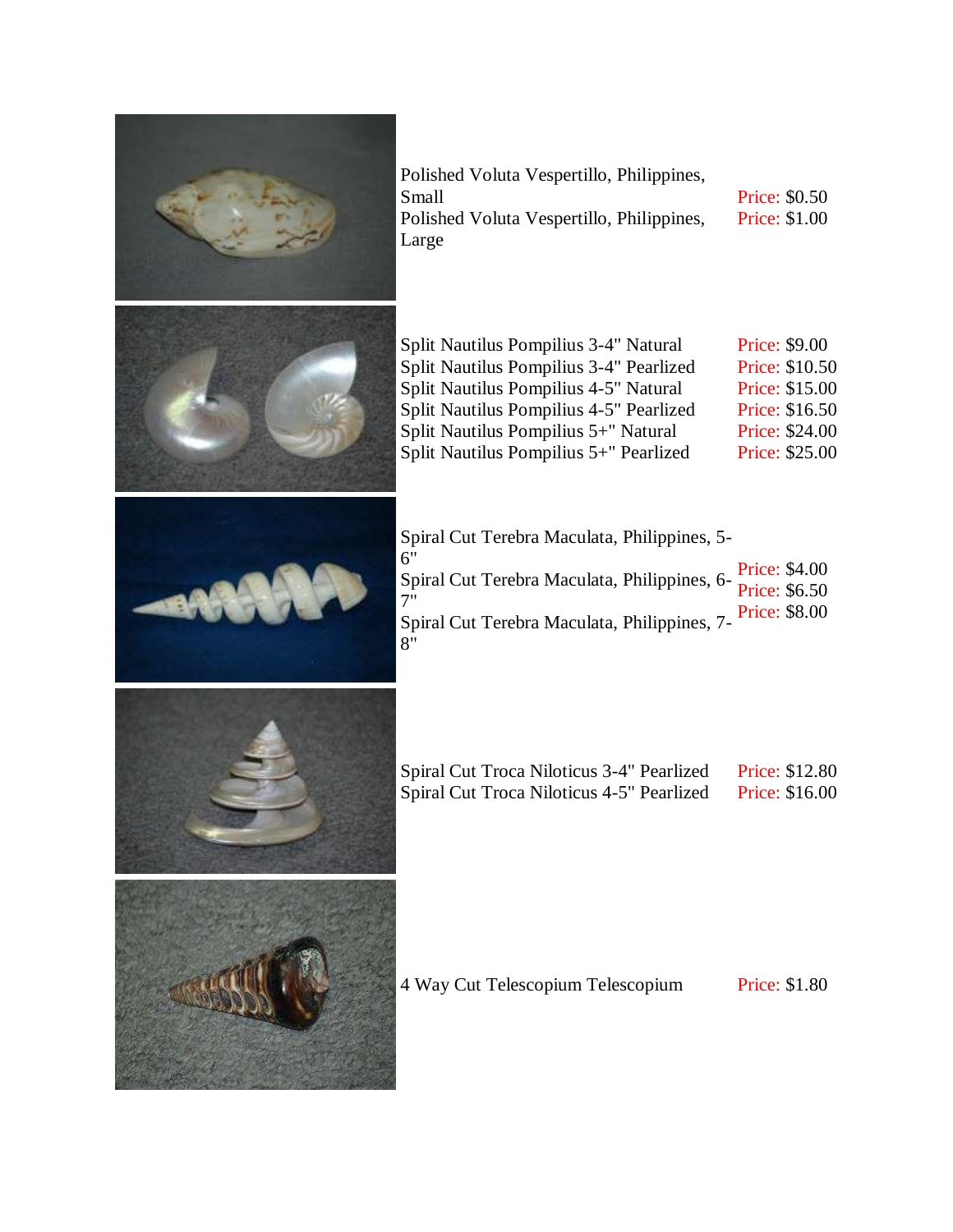| Item | Price |
| --- | --- |
| Polished Voluta Vespertillo, Philippines, Small | Price: $0.50 |
| Polished Voluta Vespertillo, Philippines, Large | Price: $1.00 |
| Split Nautilus Pompilius 3-4" Natural | Price: $9.00 |
| Split Nautilus Pompilius 3-4" Pearlized | Price: $10.50 |
| Split Nautilus Pompilius 4-5" Natural | Price: $15.00 |
| Split Nautilus Pompilius 4-5" Pearlized | Price: $16.50 |
| Split Nautilus Pompilius 5+" Natural | Price: $24.00 |
| Split Nautilus Pompilius 5+" Pearlized | Price: $25.00 |
| Spiral Cut Terebra Maculata, Philippines, 5-6" | Price: $4.00 |
| Spiral Cut Terebra Maculata, Philippines, 6-7" | Price: $6.50 |
| Spiral Cut Terebra Maculata, Philippines, 7-8" | Price: $8.00 |
| Spiral Cut Troca Niloticus 3-4" Pearlized | Price: $12.80 |
| Spiral Cut Troca Niloticus 4-5" Pearlized | Price: $16.00 |
| 4 Way Cut Telescopium Telescopium | Price: $1.80 |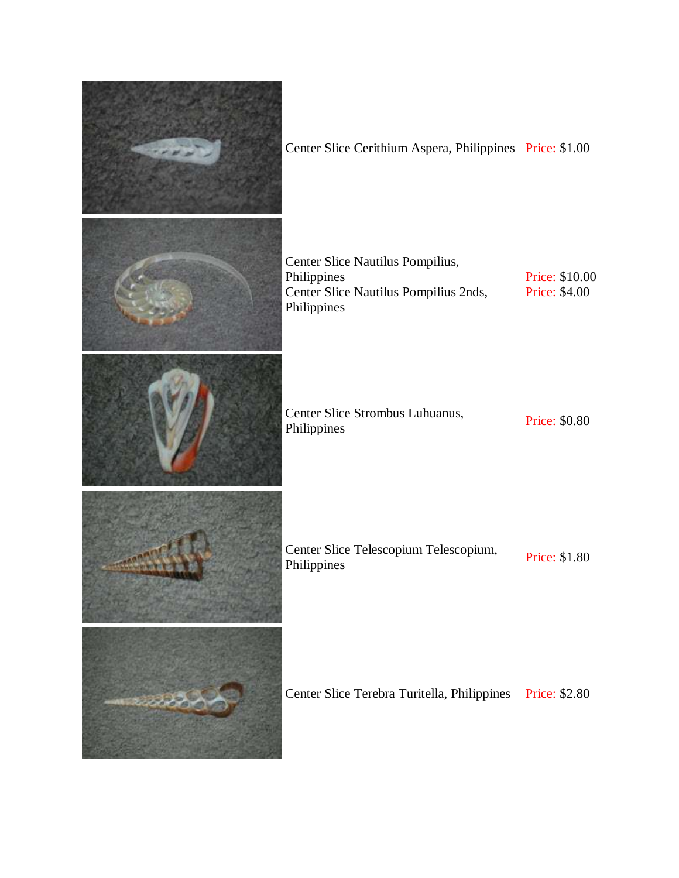| | Item | Price |
|---|---|---|
| | Center Slice Cerithium Aspera, Philippines | Price: $1.00 |
| | Center Slice Nautilus Pompilius, Philippines | Price: $10.00 |
| | Center Slice Nautilus Pompilius 2nds, Philippines | Price: $4.00 |
| | Center Slice Strombus Luhuanus, Philippines | Price: $0.80 |
| | Center Slice Telescopium Telescopium, Philippines | Price: $1.80 |
| | Center Slice Terebra Turitella, Philippines | Price: $2.80 |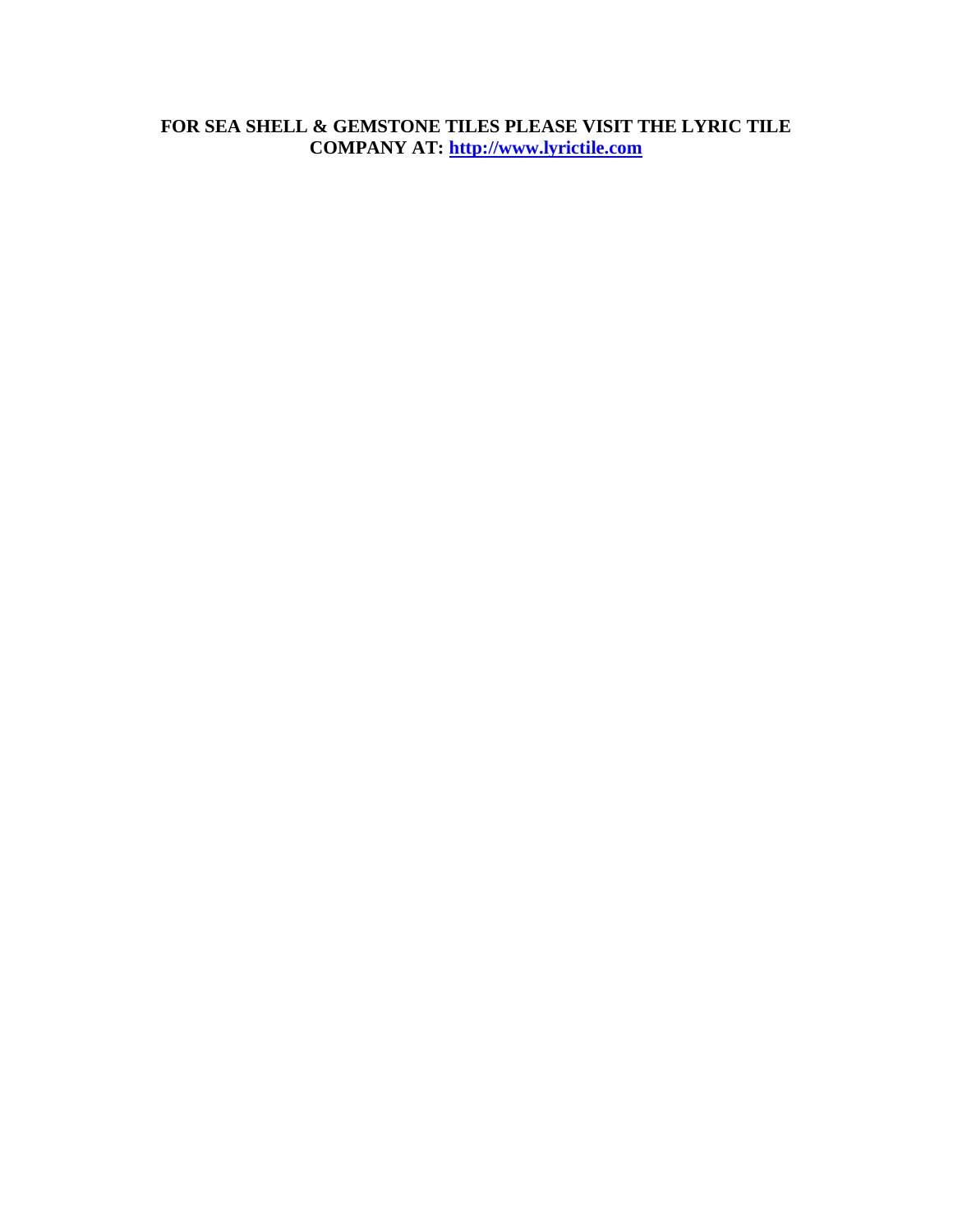**FOR SEA SHELL & GEMSTONE TILES PLEASE VISIT THE LYRIC TILE COMPANY AT: [http://www.lyrictile.com](http://www.lyrictile.com)**